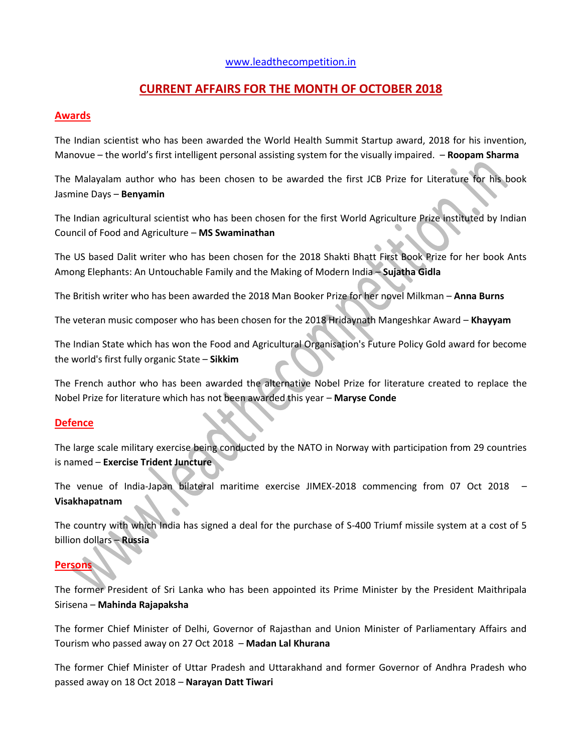www.leadthecompetition.in

# CURRENT AFFAIRS FOR THE MONTH OF OCTOBER 2018

## Awards

The Indian scientist who has been awarded the World Health Summit Startup award, 2018 for his invention, Manovue – the world's first intelligent personal assisting system for the visually impaired. – **Roopam Sharma**

The Malayalam author who has been chosen to be awarded the first JCB Prize for Literature for his book Jasmine Days – **Benyamin**

The Indian agricultural scientist who has been chosen for the first World Agriculture Prize instituted by Indian Council of Food and Agriculture – **MS Swaminathan**

The US based Dalit writer who has been chosen for the 2018 Shakti Bhatt First Book Prize for her book Ants Among Elephants: An Untouchable Family and the Making of Modern India – **Sujatha Gidla**

The British writer who has been awarded the 2018 Man Booker Prize for her novel Milkman – **Anna Burns**

The veteran music composer who has been chosen for the 2018 Hridaynath Mangeshkar Award – **Khayyam**

The Indian State which has won the Food and Agricultural Organisation's Future Policy Gold award for become the world's first fully organic State – **Sikkim**

The French author who has been awarded the alternative Nobel Prize for literature created to replace the Nobel Prize for literature which has not been awarded this year – **Maryse Conde**

## Defence

The large scale military exercise being conducted by the NATO in Norway with participation from 29 countries is named – **Exercise Trident Juncture**

The venue of India-Japan bilateral maritime exercise JIMEX-2018 commencing from 07 Oct 2018 – **Visakhapatnam**

The country with which India has signed a deal for the purchase of S-400 Triumf missile system at a cost of 5 billion dollars – **Russia**

## Persons

The former President of Sri Lanka who has been appointed its Prime Minister by the President Maithripala Sirisena – **Mahinda Rajapaksha**

The former Chief Minister of Delhi, Governor of Rajasthan and Union Minister of Parliamentary Affairs and Tourism who passed away on 27 Oct 2018 – **Madan Lal Khurana**

The former Chief Minister of Uttar Pradesh and Uttarakhand and former Governor of Andhra Pradesh who passed away on 18 Oct 2018 – **Narayan Datt Tiwari**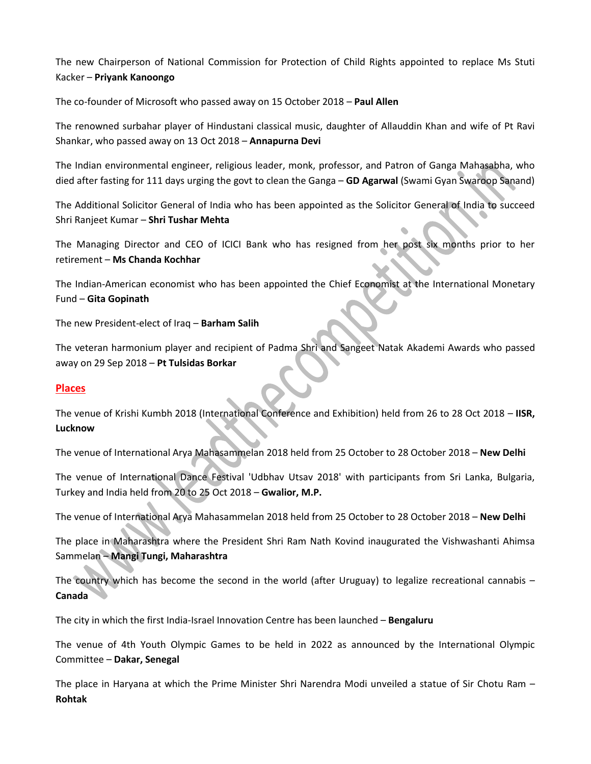The new Chairperson of National Commission for Protection of Child Rights appointed to replace Ms Stuti Kacker – **Priyank Kanoongo**

The co-founder of Microsoft who passed away on 15 October 2018 – **Paul Allen**

The renowned surbahar player of Hindustani classical music, daughter of Allauddin Khan and wife of Pt Ravi Shankar, who passed away on 13 Oct 2018 – **Annapurna Devi**

The Indian environmental engineer, religious leader, monk, professor, and Patron of Ganga Mahasabha, who died after fasting for 111 days urging the govt to clean the Ganga – **GD Agarwal** (Swami Gyan Swaroop Sanand)

The Additional Solicitor General of India who has been appointed as the Solicitor General of India to succeed Shri Ranjeet Kumar – **Shri Tushar Mehta**

The Managing Director and CEO of ICICI Bank who has resigned from her post six months prior to her retirement – **Ms Chanda Kochhar**

The Indian-American economist who has been appointed the Chief Economist at the International Monetary Fund – **Gita Gopinath**

The new President-elect of Iraq – **Barham Salih**

The veteran harmonium player and recipient of Padma Shri and Sangeet Natak Akademi Awards who passed away on 29 Sep 2018 – **Pt Tulsidas Borkar**

## Places

The venue of Krishi Kumbh 2018 (International Conference and Exhibition) held from 26 to 28 Oct 2018 – **IISR, Lucknow**

The venue of International Arya Mahasammelan 2018 held from 25 October to 28 October 2018 – **New Delhi**

The venue of International Dance Festival 'Udbhav Utsav 2018' with participants from Sri Lanka, Bulgaria, Turkey and India held from 20 to 25 Oct 2018 – **Gwalior, M.P.**

The venue of International Arya Mahasammelan 2018 held from 25 October to 28 October 2018 – **New Delhi**

The place in Maharashtra where the President Shri Ram Nath Kovind inaugurated the Vishwashanti Ahimsa Sammelan – **Mangi Tungi, Maharashtra**

The country which has become the second in the world (after Uruguay) to legalize recreational cannabis – **Canada**

The city in which the first India-Israel Innovation Centre has been launched – **Bengaluru**

The venue of 4th Youth Olympic Games to be held in 2022 as announced by the International Olympic Committee – **Dakar, Senegal**

The place in Haryana at which the Prime Minister Shri Narendra Modi unveiled a statue of Sir Chotu Ram – **Rohtak**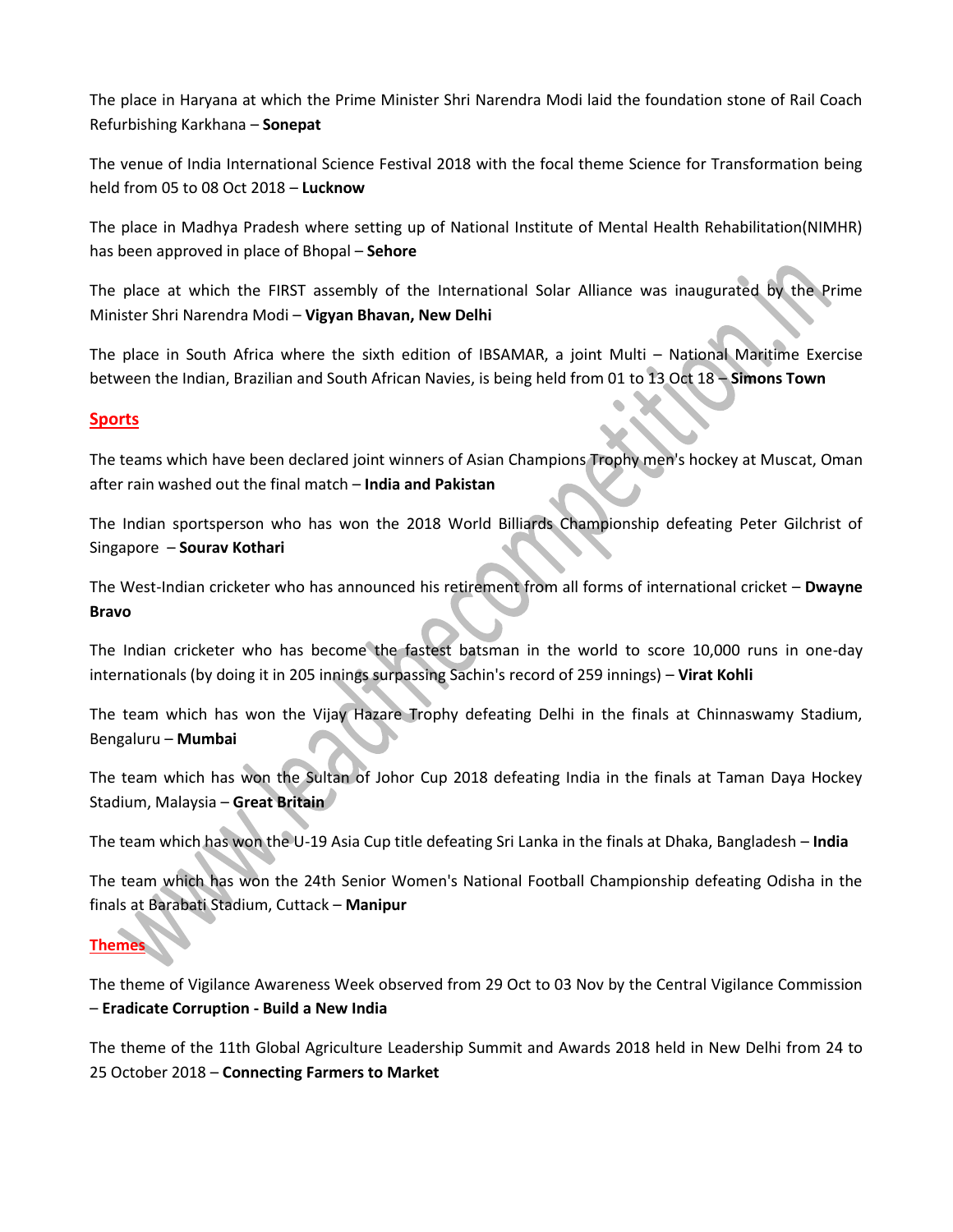The place in Haryana at which the Prime Minister Shri Narendra Modi laid the foundation stone of Rail Coach Refurbishing Karkhana – **Sonepat**

The venue of India International Science Festival 2018 with the focal theme Science for Transformation being held from 05 to 08 Oct 2018 – **Lucknow**

The place in Madhya Pradesh where setting up of National Institute of Mental Health Rehabilitation(NIMHR) has been approved in place of Bhopal – **Sehore**

The place at which the FIRST assembly of the International Solar Alliance was inaugurated by the Prime Minister Shri Narendra Modi – **Vigyan Bhavan, New Delhi**

The place in South Africa where the sixth edition of IBSAMAR, a joint Multi – National Maritime Exercise between the Indian, Brazilian and South African Navies, is being held from 01 to 13 Oct 18 – **Simons Town**

## Sports

The teams which have been declared joint winners of Asian Champions Trophy men's hockey at Muscat, Oman after rain washed out the final match – **India and Pakistan**

The Indian sportsperson who has won the 2018 World Billiards Championship defeating Peter Gilchrist of Singapore – **Sourav Kothari**

The West-Indian cricketer who has announced his retirement from all forms of international cricket – **Dwayne Bravo**

The Indian cricketer who has become the fastest batsman in the world to score 10,000 runs in one-day internationals (by doing it in 205 innings surpassing Sachin's record of 259 innings) – **Virat Kohli**

The team which has won the Vijay Hazare Trophy defeating Delhi in the finals at Chinnaswamy Stadium, Bengaluru – **Mumbai**

The team which has won the Sultan of Johor Cup 2018 defeating India in the finals at Taman Daya Hockey Stadium, Malaysia – **Great Britain**

The team which has won the U-19 Asia Cup title defeating Sri Lanka in the finals at Dhaka, Bangladesh – **India**

The team which has won the 24th Senior Women's National Football Championship defeating Odisha in the finals at Barabati Stadium, Cuttack – **Manipur**

## Themes

The theme of Vigilance Awareness Week observed from 29 Oct to 03 Nov by the Central Vigilance Commission – **Eradicate Corruption - Build a New India**

The theme of the 11th Global Agriculture Leadership Summit and Awards 2018 held in New Delhi from 24 to 25 October 2018 – **Connecting Farmers to Market**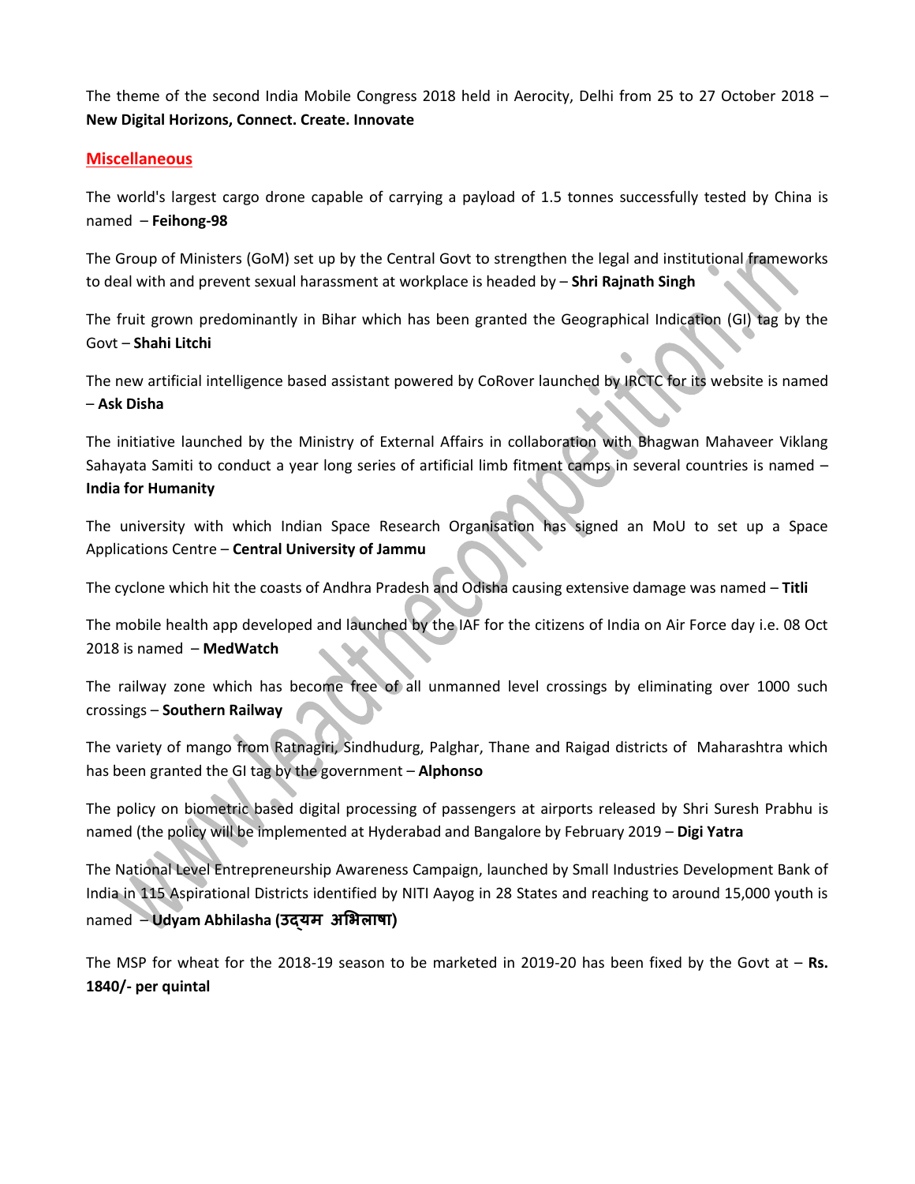The theme of the second India Mobile Congress 2018 held in Aerocity, Delhi from 25 to 27 October 2018 – **New Digital Horizons, Connect. Create. Innovate**

## Miscellaneous

The world's largest cargo drone capable of carrying a payload of 1.5 tonnes successfully tested by China is named – **Feihong-98**

The Group of Ministers (GoM) set up by the Central Govt to strengthen the legal and institutional frameworks to deal with and prevent sexual harassment at workplace is headed by – **Shri Rajnath Singh**

The fruit grown predominantly in Bihar which has been granted the Geographical Indication (GI) tag by the Govt – **Shahi Litchi**

The new artificial intelligence based assistant powered by CoRover launched by IRCTC for its website is named – **Ask Disha**

The initiative launched by the Ministry of External Affairs in collaboration with Bhagwan Mahaveer Viklang Sahayata Samiti to conduct a year long series of artificial limb fitment camps in several countries is named – **India for Humanity**

The university with which Indian Space Research Organisation has signed an MoU to set up a Space Applications Centre – **Central University of Jammu**

The cyclone which hit the coasts of Andhra Pradesh and Odisha causing extensive damage was named – **Titli**

The mobile health app developed and launched by the IAF for the citizens of India on Air Force day i.e. 08 Oct 2018 is named – **MedWatch**

The railway zone which has become free of all unmanned level crossings by eliminating over 1000 such crossings – **Southern Railway**

The variety of mango from Ratnagiri, Sindhudurg, Palghar, Thane and Raigad districts of Maharashtra which has been granted the GI tag by the government – **Alphonso**

The policy on biometric based digital processing of passengers at airports released by Shri Suresh Prabhu is named (the policy will be implemented at Hyderabad and Bangalore by February 2019 – **Digi Yatra**

The National Level Entrepreneurship Awareness Campaign, launched by Small Industries Development Bank of India in 115 Aspirational Districts identified by NITI Aayog in 28 States and reaching to around 15,000 youth is named – **Udyam Abhilasha (उद्यम अभिलाषा)**

The MSP for wheat for the 2018-19 season to be marketed in 2019-20 has been fixed by the Govt at – **Rs. 1840/- per quintal**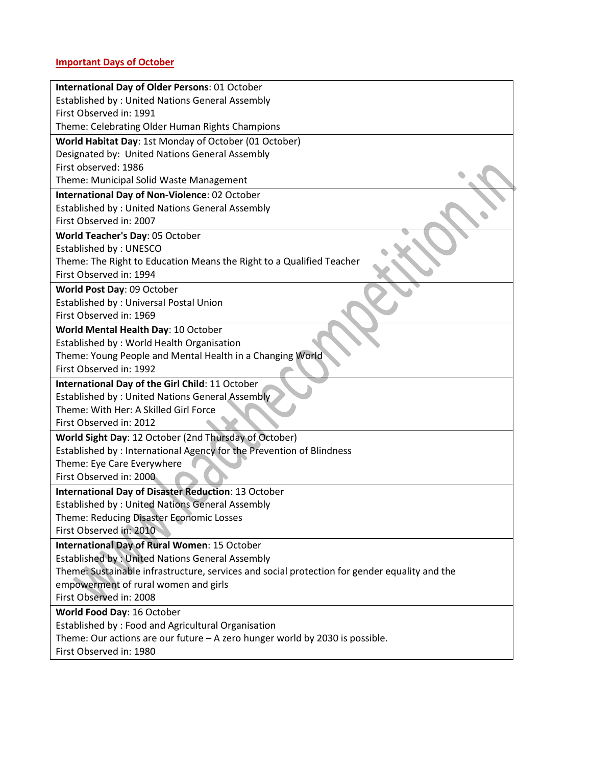## Important Days of October

**International Day of Older Persons**: 01 October
Established by : United Nations General Assembly
First Observed in: 1991
Theme: Celebrating Older Human Rights Champions

**World Habitat Day**: 1st Monday of October (01 October)
Designated by: United Nations General Assembly
First observed: 1986
Theme: Municipal Solid Waste Management

**International Day of Non-Violence**: 02 October
Established by : United Nations General Assembly
First Observed in: 2007

**World Teacher's Day**: 05 October
Established by : UNESCO
Theme: The Right to Education Means the Right to a Qualified Teacher
First Observed in: 1994

**World Post Day**: 09 October
Established by : Universal Postal Union
First Observed in: 1969

**World Mental Health Day**: 10 October
Established by : World Health Organisation
Theme: Young People and Mental Health in a Changing World
First Observed in: 1992

**International Day of the Girl Child**: 11 October
Established by : United Nations General Assembly
Theme: With Her: A Skilled Girl Force
First Observed in: 2012

**World Sight Day**: 12 October (2nd Thursday of October)
Established by : International Agency for the Prevention of Blindness
Theme: Eye Care Everywhere
First Observed in: 2000

**International Day of Disaster Reduction**: 13 October
Established by : United Nations General Assembly
Theme: Reducing Disaster Economic Losses
First Observed in: 2010

**International Day of Rural Women**: 15 October
Established by : United Nations General Assembly
Theme: Sustainable infrastructure, services and social protection for gender equality and the empowerment of rural women and girls
First Observed in: 2008

**World Food Day**: 16 October
Established by : Food and Agricultural Organisation
Theme: Our actions are our future – A zero hunger world by 2030 is possible.
First Observed in: 1980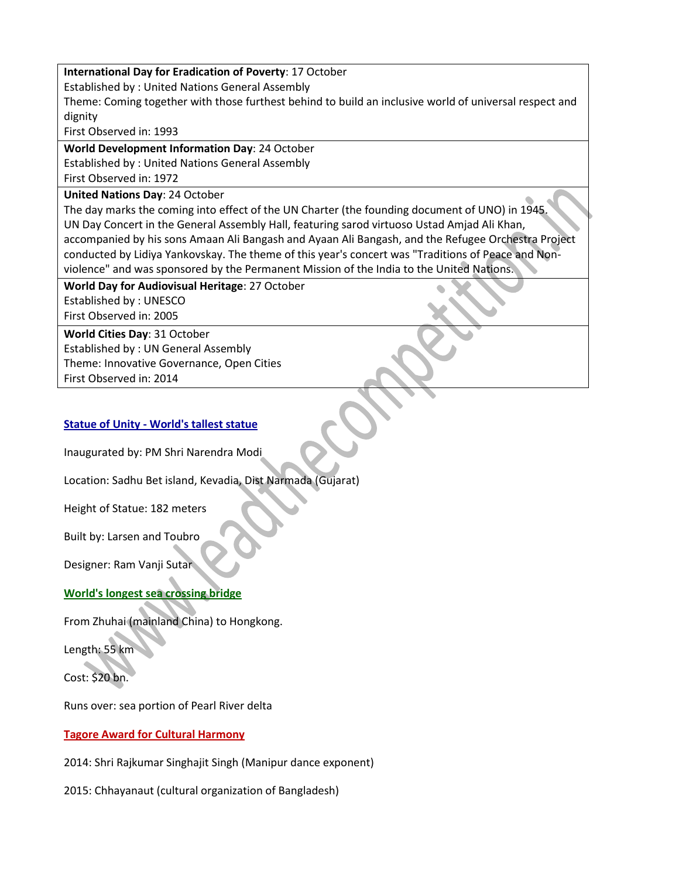**International Day for Eradication of Poverty**: 17 October
Established by : United Nations General Assembly
Theme: Coming together with those furthest behind to build an inclusive world of universal respect and dignity
First Observed in: 1993

**World Development Information Day**: 24 October
Established by : United Nations General Assembly
First Observed in: 1972

**United Nations Day**: 24 October
The day marks the coming into effect of the UN Charter (the founding document of UNO) in 1945.
UN Day Concert in the General Assembly Hall, featuring sarod virtuoso Ustad Amjad Ali Khan, accompanied by his sons Amaan Ali Bangash and Ayaan Ali Bangash, and the Refugee Orchestra Project conducted by Lidiya Yankovskay. The theme of this year's concert was "Traditions of Peace and Non-violence" and was sponsored by the Permanent Mission of the India to the United Nations.

**World Day for Audiovisual Heritage**: 27 October
Established by : UNESCO
First Observed in: 2005

**World Cities Day**: 31 October
Established by : UN General Assembly
Theme: Innovative Governance, Open Cities
First Observed in: 2014

**Statue of Unity - World's tallest statue**

Inaugurated by: PM Shri Narendra Modi

Location: Sadhu Bet island, Kevadia, Dist Narmada (Gujarat)

Height of Statue: 182 meters

Built by: Larsen and Toubro

Designer: Ram Vanji Sutar

**World's longest sea crossing bridge**

From Zhuhai (mainland China) to Hongkong.

Length: 55 km

Cost: $20 bn.

Runs over: sea portion of Pearl River delta

**Tagore Award for Cultural Harmony**

2014: Shri Rajkumar Singhajit Singh (Manipur dance exponent)

2015: Chhayanaut (cultural organization of Bangladesh)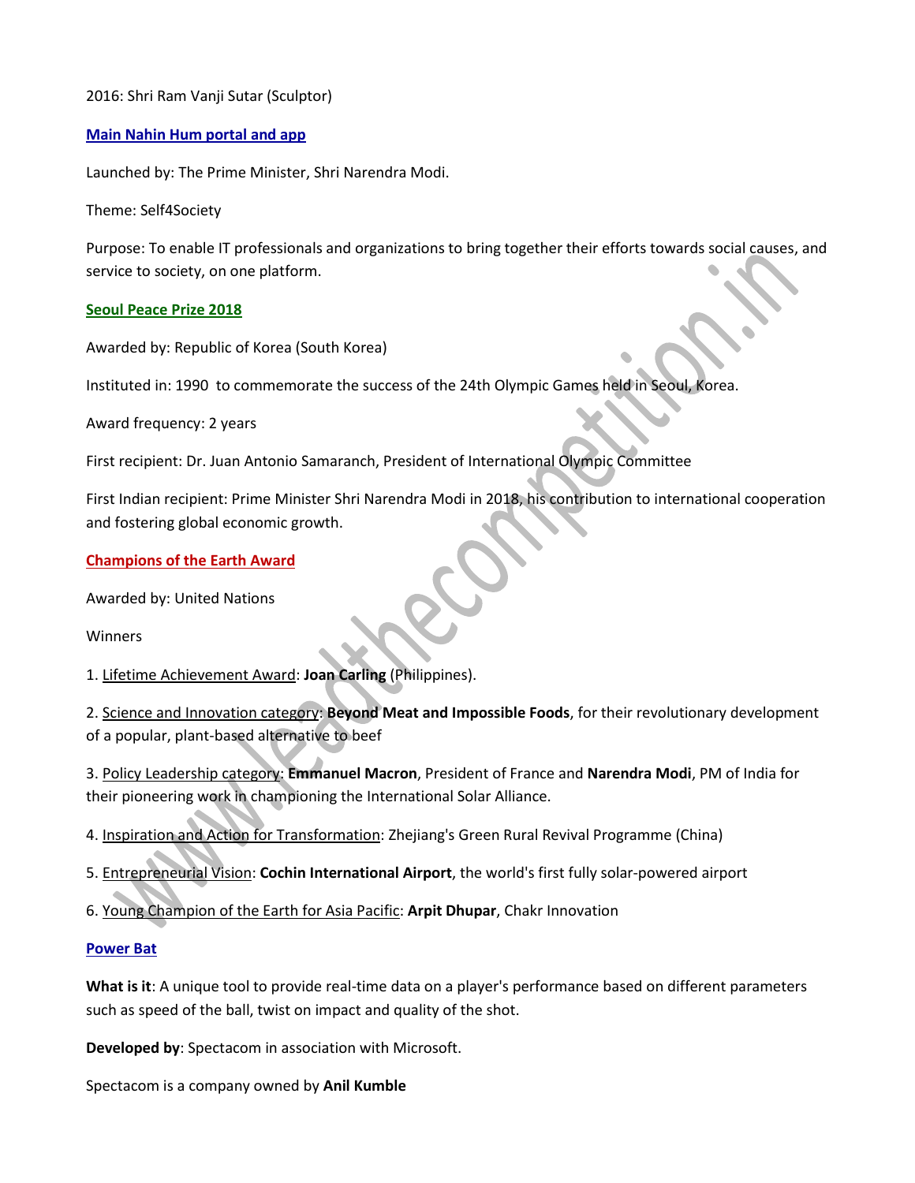2016: Shri Ram Vanji Sutar (Sculptor)

## Main Nahin Hum portal and app

Launched by: The Prime Minister, Shri Narendra Modi.

Theme: Self4Society

Purpose: To enable IT professionals and organizations to bring together their efforts towards social causes, and service to society, on one platform.

## Seoul Peace Prize 2018

Awarded by: Republic of Korea (South Korea)

Instituted in: 1990 to commemorate the success of the 24th Olympic Games held in Seoul, Korea.

Award frequency: 2 years

First recipient: Dr. Juan Antonio Samaranch, President of International Olympic Committee

First Indian recipient: Prime Minister Shri Narendra Modi in 2018, his contribution to international cooperation and fostering global economic growth.

## Champions of the Earth Award

Awarded by: United Nations

Winners

1. Lifetime Achievement Award: **Joan Carling** (Philippines).

2. Science and Innovation category: **Beyond Meat and Impossible Foods**, for their revolutionary development of a popular, plant-based alternative to beef

3. Policy Leadership category: **Emmanuel Macron**, President of France and **Narendra Modi**, PM of India for their pioneering work in championing the International Solar Alliance.

4. Inspiration and Action for Transformation: Zhejiang's Green Rural Revival Programme (China)

5. Entrepreneurial Vision: **Cochin International Airport**, the world's first fully solar-powered airport

6. Young Champion of the Earth for Asia Pacific: **Arpit Dhupar**, Chakr Innovation

## Power Bat

**What is it**: A unique tool to provide real-time data on a player's performance based on different parameters such as speed of the ball, twist on impact and quality of the shot.

**Developed by**: Spectacom in association with Microsoft.

Spectacom is a company owned by **Anil Kumble**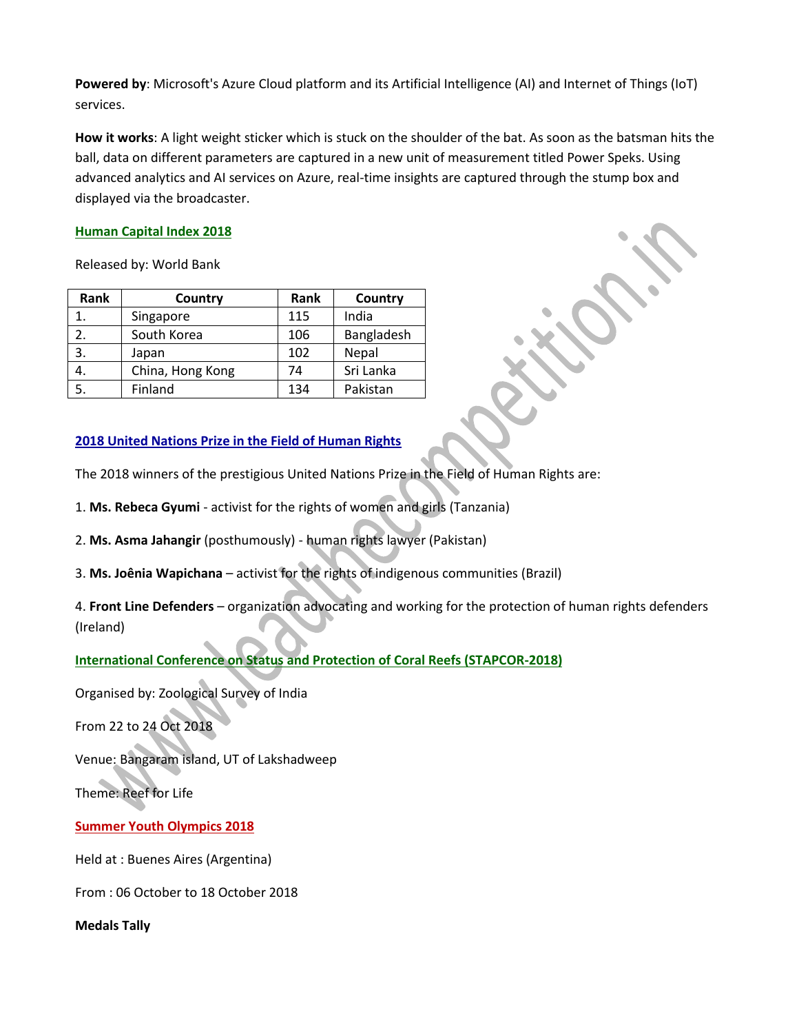**Powered by**: Microsoft's Azure Cloud platform and its Artificial Intelligence (AI) and Internet of Things (IoT) services.

**How it works**: A light weight sticker which is stuck on the shoulder of the bat. As soon as the batsman hits the ball, data on different parameters are captured in a new unit of measurement titled Power Speks. Using advanced analytics and AI services on Azure, real-time insights are captured through the stump box and displayed via the broadcaster.

## Human Capital Index 2018

Released by: World Bank

| Rank | Country | Rank | Country |
|---|---|---|---|
| 1. | Singapore | 115 | India |
| 2. | South Korea | 106 | Bangladesh |
| 3. | Japan | 102 | Nepal |
| 4. | China, Hong Kong | 74 | Sri Lanka |
| 5. | Finland | 134 | Pakistan |

## 2018 United Nations Prize in the Field of Human Rights

The 2018 winners of the prestigious United Nations Prize in the Field of Human Rights are:

1. **Ms. Rebeca Gyumi** - activist for the rights of women and girls (Tanzania)

2. **Ms. Asma Jahangir** (posthumously) - human rights lawyer (Pakistan)

3. **Ms. Joênia Wapichana** – activist for the rights of indigenous communities (Brazil)

4. **Front Line Defenders** – organization advocating and working for the protection of human rights defenders (Ireland)

## International Conference on Status and Protection of Coral Reefs (STAPCOR-2018)

Organised by: Zoological Survey of India

From 22 to 24 Oct 2018

Venue: Bangaram island, UT of Lakshadweep

Theme: Reef for Life

## Summer Youth Olympics 2018

Held at : Buenes Aires (Argentina)

From : 06 October to 18 October 2018

**Medals Tally**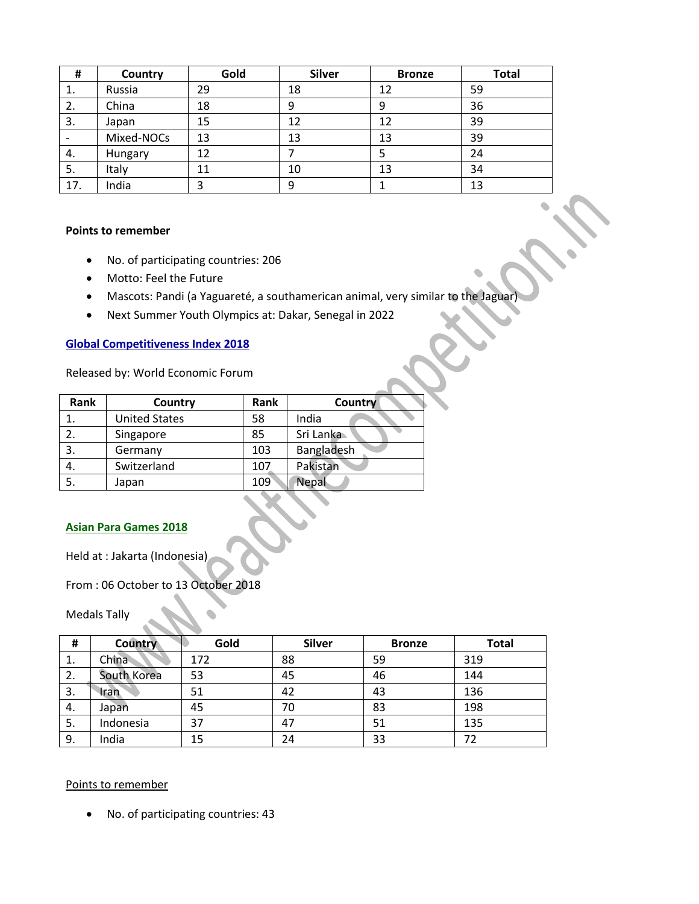| # | Country | Gold | Silver | Bronze | Total |
|---|---|---|---|---|---|
| 1. | Russia | 29 | 18 | 12 | 59 |
| 2. | China | 18 | 9 | 9 | 36 |
| 3. | Japan | 15 | 12 | 12 | 39 |
| - | Mixed-NOCs | 13 | 13 | 13 | 39 |
| 4. | Hungary | 12 | 7 | 5 | 24 |
| 5. | Italy | 11 | 10 | 13 | 34 |
| 17. | India | 3 | 9 | 1 | 13 |

**Points to remember**

- No. of participating countries: 206
- Motto: Feel the Future
- Mascots: Pandi (a Yaguareté, a southamerican animal, very similar to the Jaguar)
- Next Summer Youth Olympics at: Dakar, Senegal in 2022

## Global Competitiveness Index 2018

Released by: World Economic Forum

| Rank | Country | Rank | Country |
|---|---|---|---|
| 1. | United States | 58 | India |
| 2. | Singapore | 85 | Sri Lanka |
| 3. | Germany | 103 | Bangladesh |
| 4. | Switzerland | 107 | Pakistan |
| 5. | Japan | 109 | Nepal |

## Asian Para Games 2018

Held at : Jakarta (Indonesia)

From : 06 October to 13 October 2018

Medals Tally

| # | Country | Gold | Silver | Bronze | Total |
|---|---|---|---|---|---|
| 1. | China | 172 | 88 | 59 | 319 |
| 2. | South Korea | 53 | 45 | 46 | 144 |
| 3. | Iran | 51 | 42 | 43 | 136 |
| 4. | Japan | 45 | 70 | 83 | 198 |
| 5. | Indonesia | 37 | 47 | 51 | 135 |
| 9. | India | 15 | 24 | 33 | 72 |

Points to remember

- No. of participating countries: 43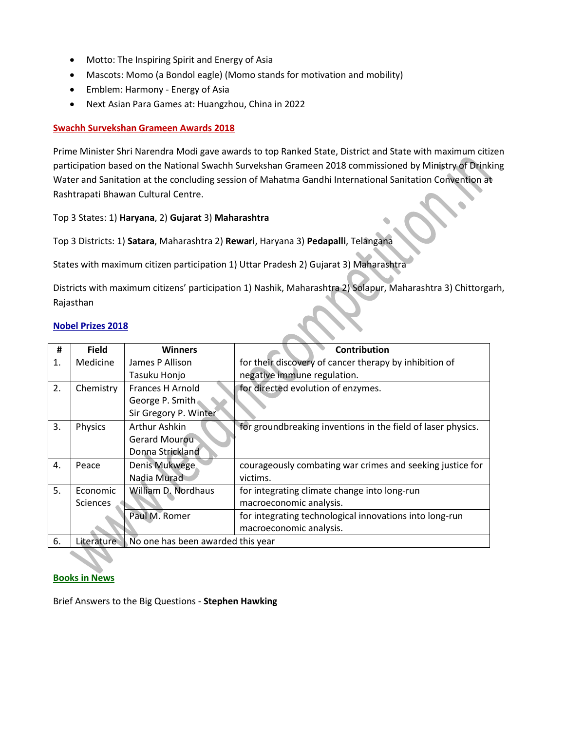- Motto: The Inspiring Spirit and Energy of Asia
- Mascots: Momo (a Bondol eagle) (Momo stands for motivation and mobility)
- Emblem: Harmony - Energy of Asia
- Next Asian Para Games at: Huangzhou, China in 2022

## Swachh Survekshan Grameen Awards 2018

Prime Minister Shri Narendra Modi gave awards to top Ranked State, District and State with maximum citizen participation based on the National Swachh Survekshan Grameen 2018 commissioned by Ministry of Drinking Water and Sanitation at the concluding session of Mahatma Gandhi International Sanitation Convention at Rashtrapati Bhawan Cultural Centre.

Top 3 States: 1) **Haryana**, 2) **Gujarat** 3) **Maharashtra**

Top 3 Districts: 1) **Satara**, Maharashtra 2) **Rewari**, Haryana 3) **Pedapalli**, Telangana

States with maximum citizen participation 1) Uttar Pradesh 2) Gujarat 3) Maharashtra

Districts with maximum citizens' participation 1) Nashik, Maharashtra 2) Solapur, Maharashtra 3) Chittorgarh, Rajasthan

## Nobel Prizes 2018

| # | Field | Winners | Contribution |
|---|---|---|---|
| 1. | Medicine | James P Allison<br>Tasuku Honjo | for their discovery of cancer therapy by inhibition of negative immune regulation. |
| 2. | Chemistry | Frances H Arnold<br>George P. Smith<br>Sir Gregory P. Winter | for directed evolution of enzymes. |
| 3. | Physics | Arthur Ashkin<br>Gerard Mourou<br>Donna Strickland | for groundbreaking inventions in the field of laser physics. |
| 4. | Peace | Denis Mukwege<br>Nadia Murad | courageously combating war crimes and seeking justice for victims. |
| 5. | Economic Sciences | William D. Nordhaus | for integrating climate change into long-run macroeconomic analysis. |
| | | Paul M. Romer | for integrating technological innovations into long-run macroeconomic analysis. |
| 6. | Literature | No one has been awarded this year | |

## Books in News

Brief Answers to the Big Questions - **Stephen Hawking**